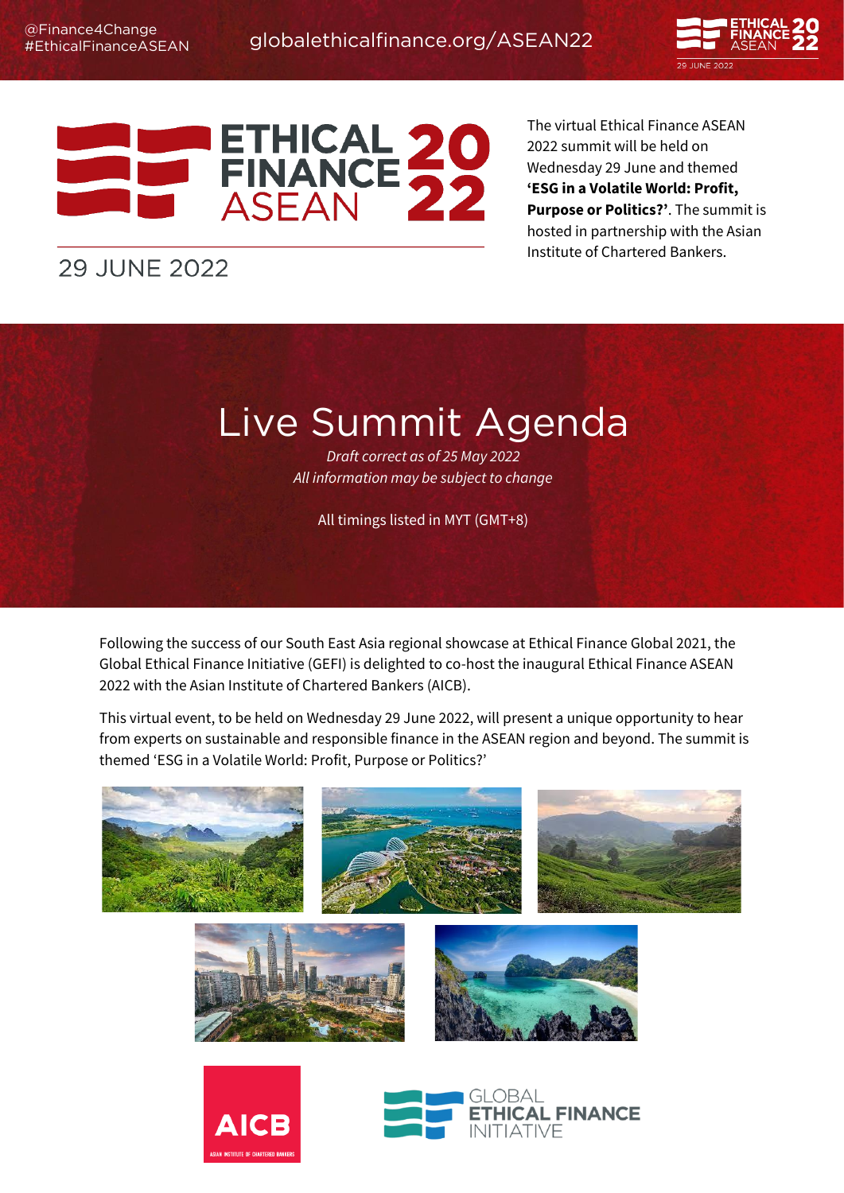@Finance4Change
#EthicalFinanceASEAN

globalethicalfinance.org/ASEAN22

# ETHICAL FINANCE ASEAN 2022

29 JUNE 2022

The virtual Ethical Finance ASEAN 2022 summit will be held on Wednesday 29 June and themed **'ESG in a Volatile World: Profit, Purpose or Politics?'**. The summit is hosted in partnership with the Asian Institute of Chartered Bankers.

# Live Summit Agenda

*Draft correct as of 25 May 2022*
*All information may be subject to change*

All timings listed in MYT (GMT+8)

Following the success of our South East Asia regional showcase at Ethical Finance Global 2021, the Global Ethical Finance Initiative (GEFI) is delighted to co-host the inaugural Ethical Finance ASEAN 2022 with the Asian Institute of Chartered Bankers (AICB).

This virtual event, to be held on Wednesday 29 June 2022, will present a unique opportunity to hear from experts on sustainable and responsible finance in the ASEAN region and beyond. The summit is themed 'ESG in a Volatile World: Profit, Purpose or Politics?'

AICB
ASIAN INSTITUTE OF CHARTERED BANKERS

GLOBAL ETHICAL FINANCE INITIATIVE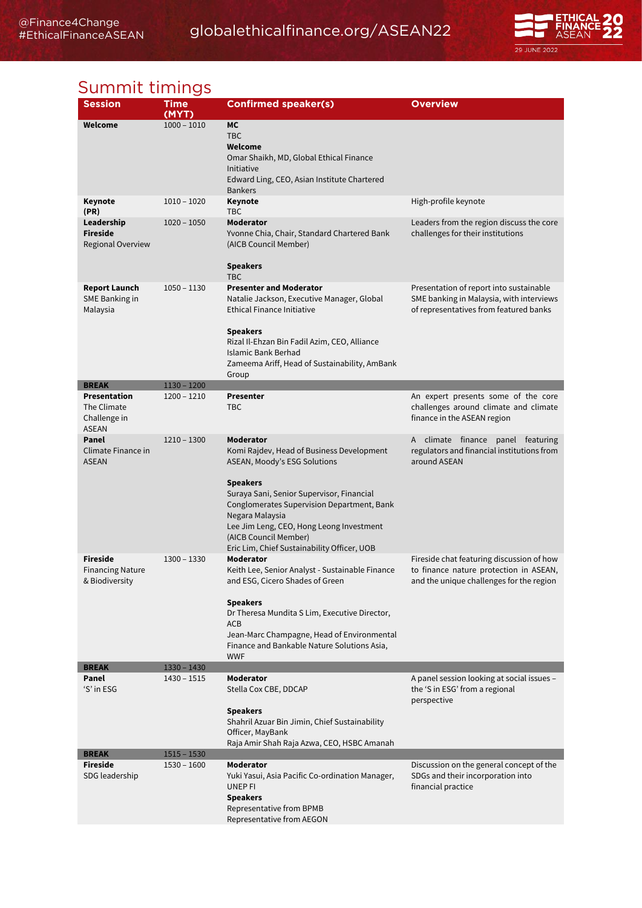## Summit timings

| Session | Time (MYT) | Confirmed speaker(s) | Overview |
|---|---|---|---|
| **Welcome** | 1000 – 1010 | **MC**<br>TBC<br>**Welcome**<br>Omar Shaikh, MD, Global Ethical Finance Initiative<br>Edward Ling, CEO, Asian Institute Chartered Bankers | |
| **Keynote (PR)** | 1010 – 1020 | **Keynote**<br>TBC | High-profile keynote |
| **Leadership Fireside**<br>Regional Overview | 1020 – 1050 | **Moderator**<br>Yvonne Chia, Chair, Standard Chartered Bank (AICB Council Member)<br><br>**Speakers**<br>TBC | Leaders from the region discuss the core challenges for their institutions |
| **Report Launch**<br>SME Banking in Malaysia | 1050 – 1130 | **Presenter and Moderator**<br>Natalie Jackson, Executive Manager, Global Ethical Finance Initiative<br><br>**Speakers**<br>Rizal Il-Ehzan Bin Fadil Azim, CEO, Alliance Islamic Bank Berhad<br>Zameema Ariff, Head of Sustainability, AmBank Group | Presentation of report into sustainable SME banking in Malaysia, with interviews of representatives from featured banks |
| **BREAK** | 1130 – 1200 | | |
| **Presentation**<br>The Climate Challenge in ASEAN | 1200 – 1210 | **Presenter**<br>TBC | An expert presents some of the core challenges around climate and climate finance in the ASEAN region |
| **Panel**<br>Climate Finance in ASEAN | 1210 – 1300 | **Moderator**<br>Komi Rajdev, Head of Business Development ASEAN, Moody's ESG Solutions<br><br>**Speakers**<br>Suraya Sani, Senior Supervisor, Financial Conglomerates Supervision Department, Bank Negara Malaysia<br>Lee Jim Leng, CEO, Hong Leong Investment (AICB Council Member)<br>Eric Lim, Chief Sustainability Officer, UOB | A climate finance panel featuring regulators and financial institutions from around ASEAN |
| **Fireside**<br>Financing Nature & Biodiversity | 1300 – 1330 | **Moderator**<br>Keith Lee, Senior Analyst - Sustainable Finance and ESG, Cicero Shades of Green<br><br>**Speakers**<br>Dr Theresa Mundita S Lim, Executive Director, ACB<br>Jean-Marc Champagne, Head of Environmental Finance and Bankable Nature Solutions Asia, WWF | Fireside chat featuring discussion of how to finance nature protection in ASEAN, and the unique challenges for the region |
| **BREAK** | 1330 – 1430 | | |
| **Panel**<br>'S' in ESG | 1430 – 1515 | **Moderator**<br>Stella Cox CBE, DDCAP<br><br>**Speakers**<br>Shahril Azuar Bin Jimin, Chief Sustainability Officer, MayBank<br>Raja Amir Shah Raja Azwa, CEO, HSBC Amanah | A panel session looking at social issues – the 'S in ESG' from a regional perspective |
| **BREAK** | 1515 – 1530 | | |
| **Fireside**<br>SDG leadership | 1530 – 1600 | **Moderator**<br>Yuki Yasui, Asia Pacific Co-ordination Manager, UNEP FI<br>**Speakers**<br>Representative from BPMB<br>Representative from AEGON | Discussion on the general concept of the SDGs and their incorporation into financial practice |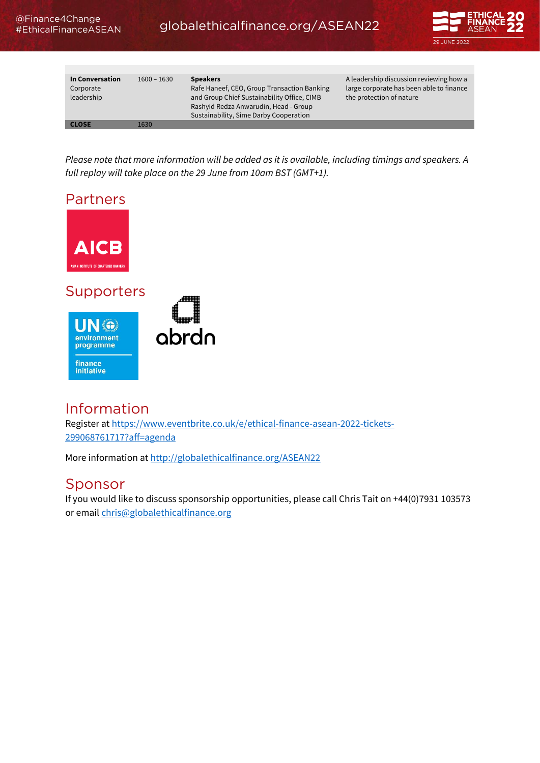| | | | |
|---|---|---|---|
| **In Conversation** Corporate leadership | 1600 – 1630 | **Speakers** Rafe Haneef, CEO, Group Transaction Banking and Group Chief Sustainability Office, CIMB Rashyid Redza Anwarudin, Head - Group Sustainability, Sime Darby Cooperation | A leadership discussion reviewing how a large corporate has been able to finance the protection of nature |
| **CLOSE** | 1630 | | |

*Please note that more information will be added as it is available, including timings and speakers. A full replay will take place on the 29 June from 10am BST (GMT+1).*

## Partners

AICB
ASIAN INSTITUTE OF CHARTERED BANKERS

## Supporters

UN environment programme finance initiative

abrdn

## Information

Register at https://www.eventbrite.co.uk/e/ethical-finance-asean-2022-tickets-299068761717?aff=agenda

More information at http://globalethicalfinance.org/ASEAN22

## Sponsor

If you would like to discuss sponsorship opportunities, please call Chris Tait on +44(0)7931 103573 or email chris@globalethicalfinance.org